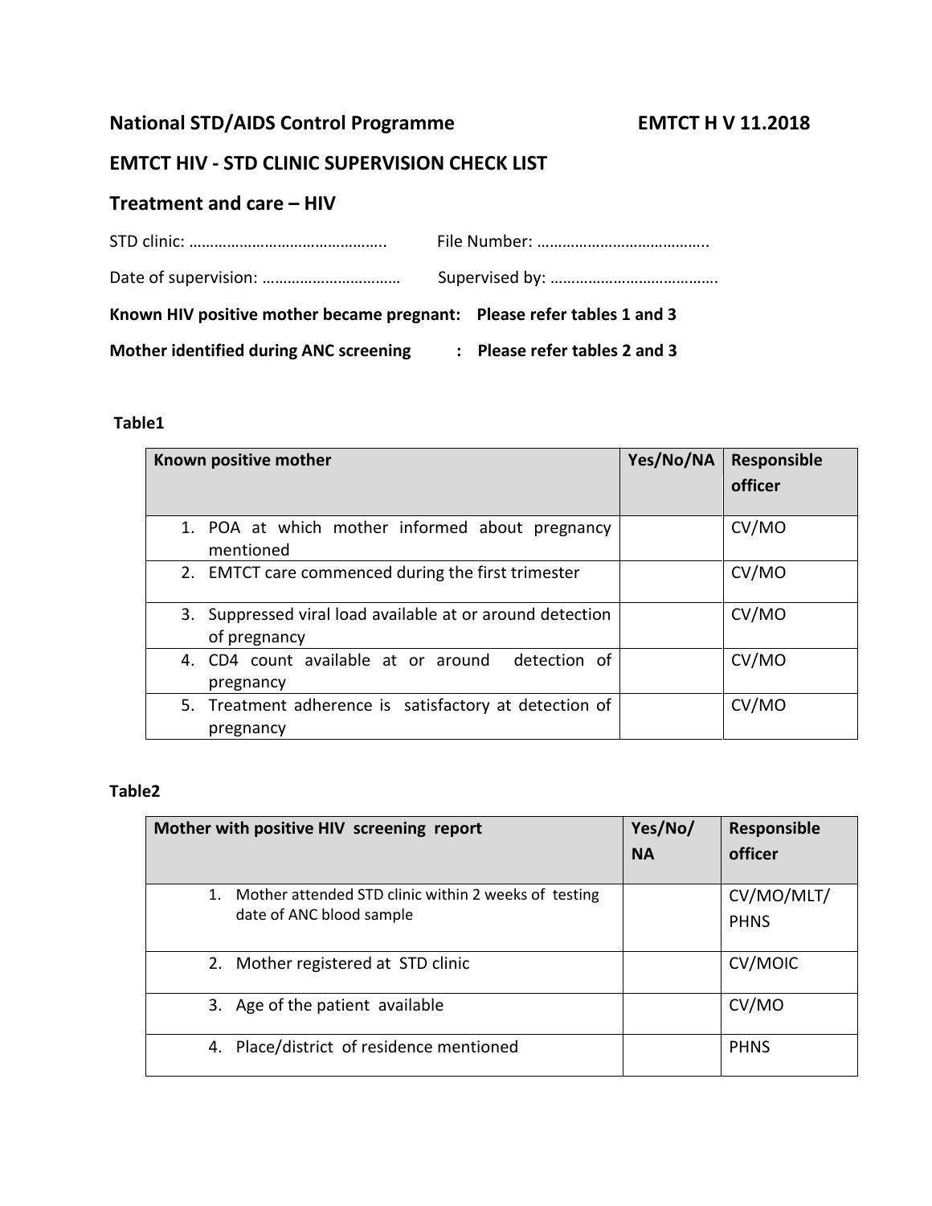**National STD/AIDS Control Programme** **EMTCT H V 11.2018**

## EMTCT HIV - STD CLINIC SUPERVISION CHECK LIST

## Treatment and care – HIV

STD clinic: ……………………………………….. File Number: …………………………………..

Date of supervision: …………………………… Supervised by: ………………………………….

**Known HIV positive mother became pregnant: Please refer tables 1 and 3**

**Mother identified during ANC screening : Please refer tables 2 and 3**

**Table1**

| Known positive mother | Yes/No/NA | Responsible officer |
|---|---|---|
| 1. POA at which mother informed about pregnancy mentioned | | CV/MO |
| 2. EMTCT care commenced during the first trimester | | CV/MO |
| 3. Suppressed viral load available at or around detection of pregnancy | | CV/MO |
| 4. CD4 count available at or around detection of pregnancy | | CV/MO |
| 5. Treatment adherence is satisfactory at detection of pregnancy | | CV/MO |

**Table2**

| Mother with positive HIV screening report | Yes/No/ NA | Responsible officer |
|---|---|---|
| 1. Mother attended STD clinic within 2 weeks of testing date of ANC blood sample | | CV/MO/MLT/ PHNS |
| 2. Mother registered at STD clinic | | CV/MOIC |
| 3. Age of the patient available | | CV/MO |
| 4. Place/district of residence mentioned | | PHNS |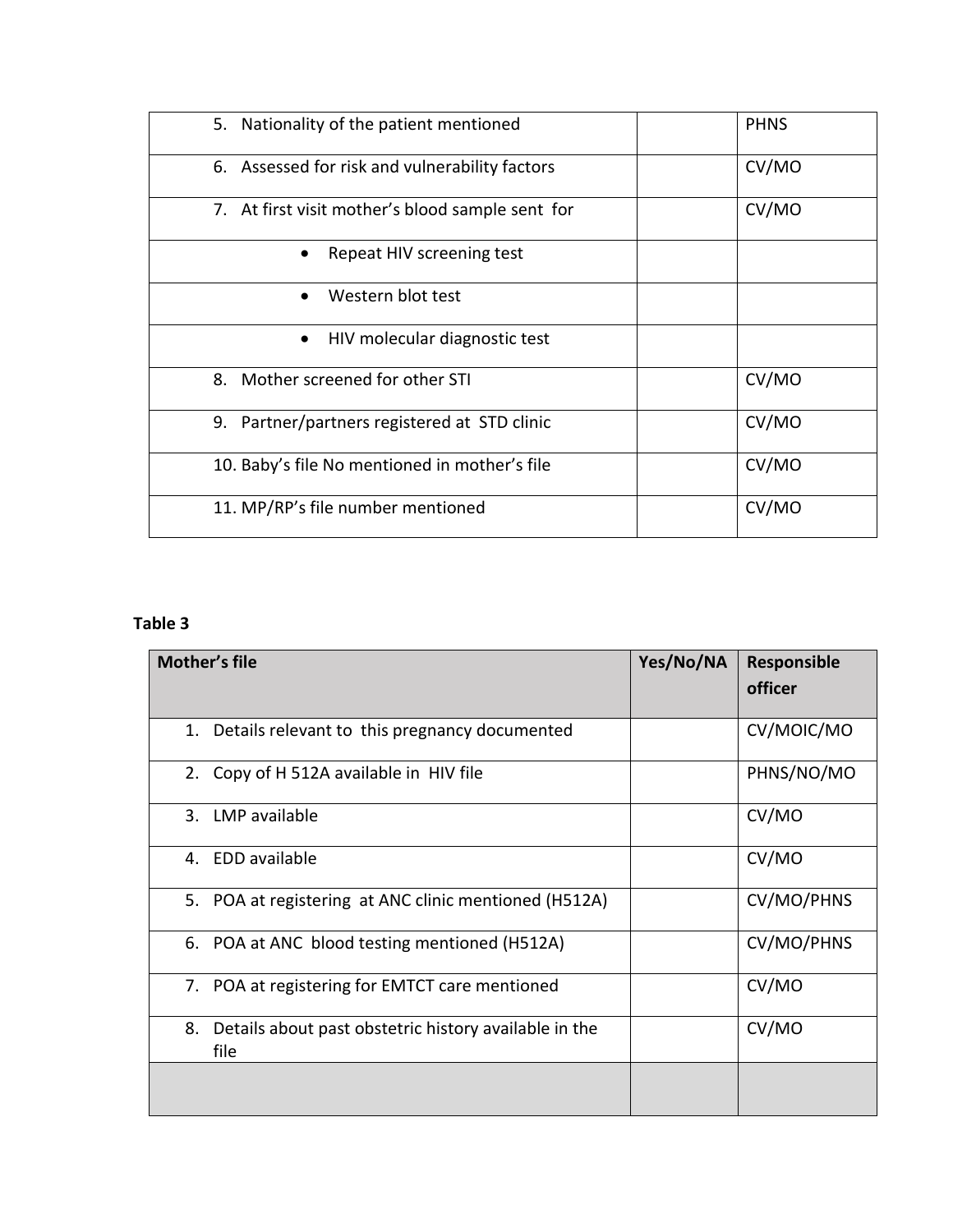| | | |
|---|---|---|
| 5. Nationality of the patient mentioned | | PHNS |
| 6. Assessed for risk and vulnerability factors | | CV/MO |
| 7. At first visit mother's blood sample sent for | | CV/MO |
| • Repeat HIV screening test | | |
| • Western blot test | | |
| • HIV molecular diagnostic test | | |
| 8. Mother screened for other STI | | CV/MO |
| 9. Partner/partners registered at STD clinic | | CV/MO |
| 10. Baby's file No mentioned in mother's file | | CV/MO |
| 11. MP/RP's file number mentioned | | CV/MO |

**Table 3**

| Mother's file | Yes/No/NA | Responsible officer |
|---|---|---|
| 1. Details relevant to this pregnancy documented | | CV/MOIC/MO |
| 2. Copy of H 512A available in HIV file | | PHNS/NO/MO |
| 3. LMP available | | CV/MO |
| 4. EDD available | | CV/MO |
| 5. POA at registering at ANC clinic mentioned (H512A) | | CV/MO/PHNS |
| 6. POA at ANC blood testing mentioned (H512A) | | CV/MO/PHNS |
| 7. POA at registering for EMTCT care mentioned | | CV/MO |
| 8. Details about past obstetric history available in the file | | CV/MO |
| | | |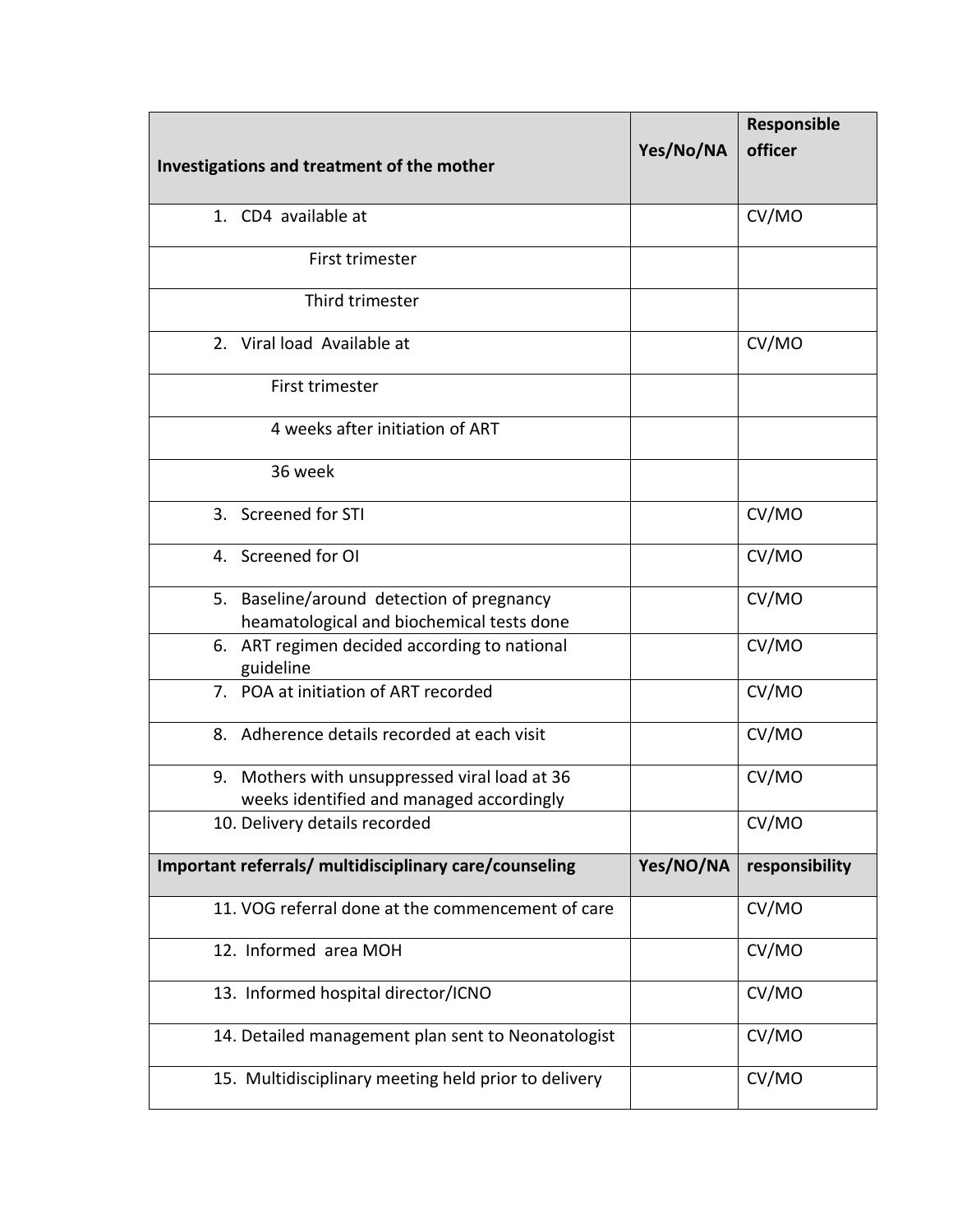| Investigations and treatment of the mother | Yes/No/NA | Responsible officer |
|---|---|---|
| 1. CD4 available at | | CV/MO |
| First trimester | | |
| Third trimester | | |
| 2. Viral load Available at | | CV/MO |
| First trimester | | |
| 4 weeks after initiation of ART | | |
| 36 week | | |
| 3. Screened for STI | | CV/MO |
| 4. Screened for OI | | CV/MO |
| 5. Baseline/around detection of pregnancy heamatological and biochemical tests done | | CV/MO |
| 6. ART regimen decided according to national guideline | | CV/MO |
| 7. POA at initiation of ART recorded | | CV/MO |
| 8. Adherence details recorded at each visit | | CV/MO |
| 9. Mothers with unsuppressed viral load at 36 weeks identified and managed accordingly | | CV/MO |
| 10. Delivery details recorded | | CV/MO |
| **Important referrals/ multidisciplinary care/counseling** | **Yes/NO/NA** | **responsibility** |
| 11. VOG referral done at the commencement of care | | CV/MO |
| 12. Informed area MOH | | CV/MO |
| 13. Informed hospital director/ICNO | | CV/MO |
| 14. Detailed management plan sent to Neonatologist | | CV/MO |
| 15. Multidisciplinary meeting held prior to delivery | | CV/MO |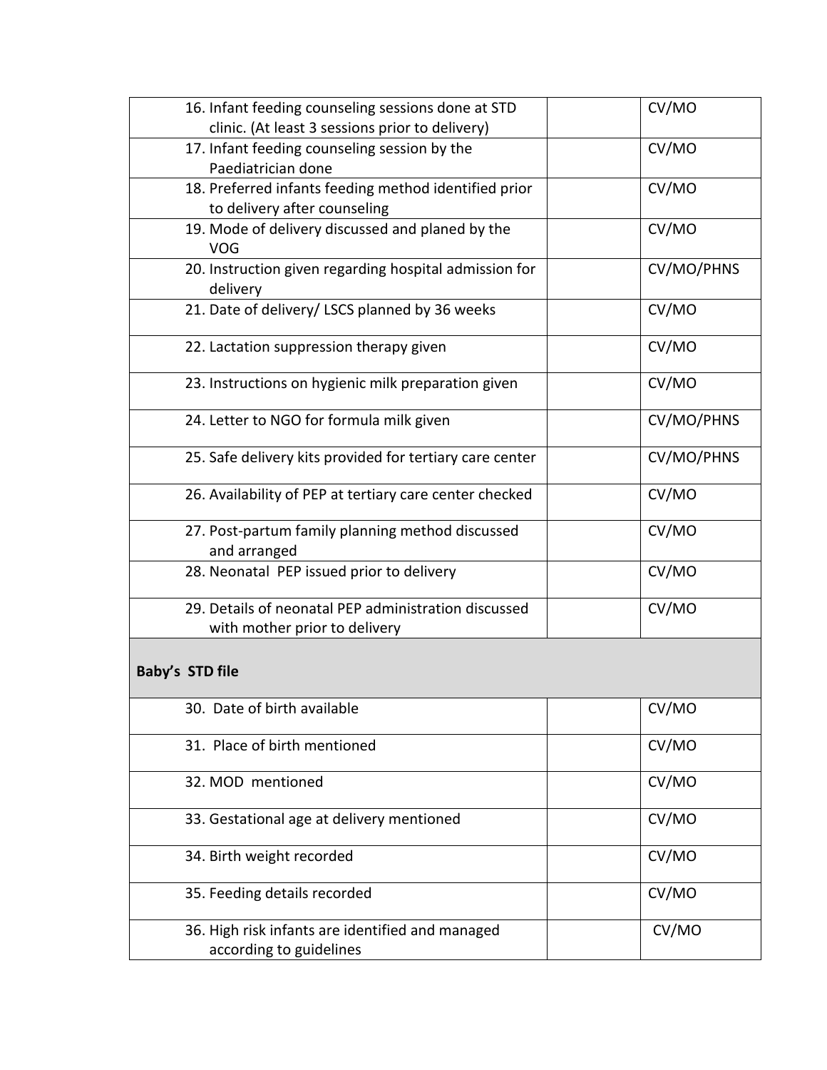| | | |
|---|---|---|
| 16. Infant feeding counseling sessions done at STD clinic. (At least 3 sessions prior to delivery) | | CV/MO |
| 17. Infant feeding counseling session by the Paediatrician done | | CV/MO |
| 18. Preferred infants feeding method identified prior to delivery after counseling | | CV/MO |
| 19. Mode of delivery discussed and planed by the VOG | | CV/MO |
| 20. Instruction given regarding hospital admission for delivery | | CV/MO/PHNS |
| 21. Date of delivery/ LSCS planned by 36 weeks | | CV/MO |
| 22. Lactation suppression therapy given | | CV/MO |
| 23. Instructions on hygienic milk preparation given | | CV/MO |
| 24. Letter to NGO for formula milk given | | CV/MO/PHNS |
| 25. Safe delivery kits provided for tertiary care center | | CV/MO/PHNS |
| 26. Availability of PEP at tertiary care center checked | | CV/MO |
| 27. Post-partum family planning method discussed and arranged | | CV/MO |
| 28. Neonatal PEP issued prior to delivery | | CV/MO |
| 29. Details of neonatal PEP administration discussed with mother prior to delivery | | CV/MO |
| **Baby's STD file** | | |
| 30. Date of birth available | | CV/MO |
| 31. Place of birth mentioned | | CV/MO |
| 32. MOD mentioned | | CV/MO |
| 33. Gestational age at delivery mentioned | | CV/MO |
| 34. Birth weight recorded | | CV/MO |
| 35. Feeding details recorded | | CV/MO |
| 36. High risk infants are identified and managed according to guidelines | | CV/MO |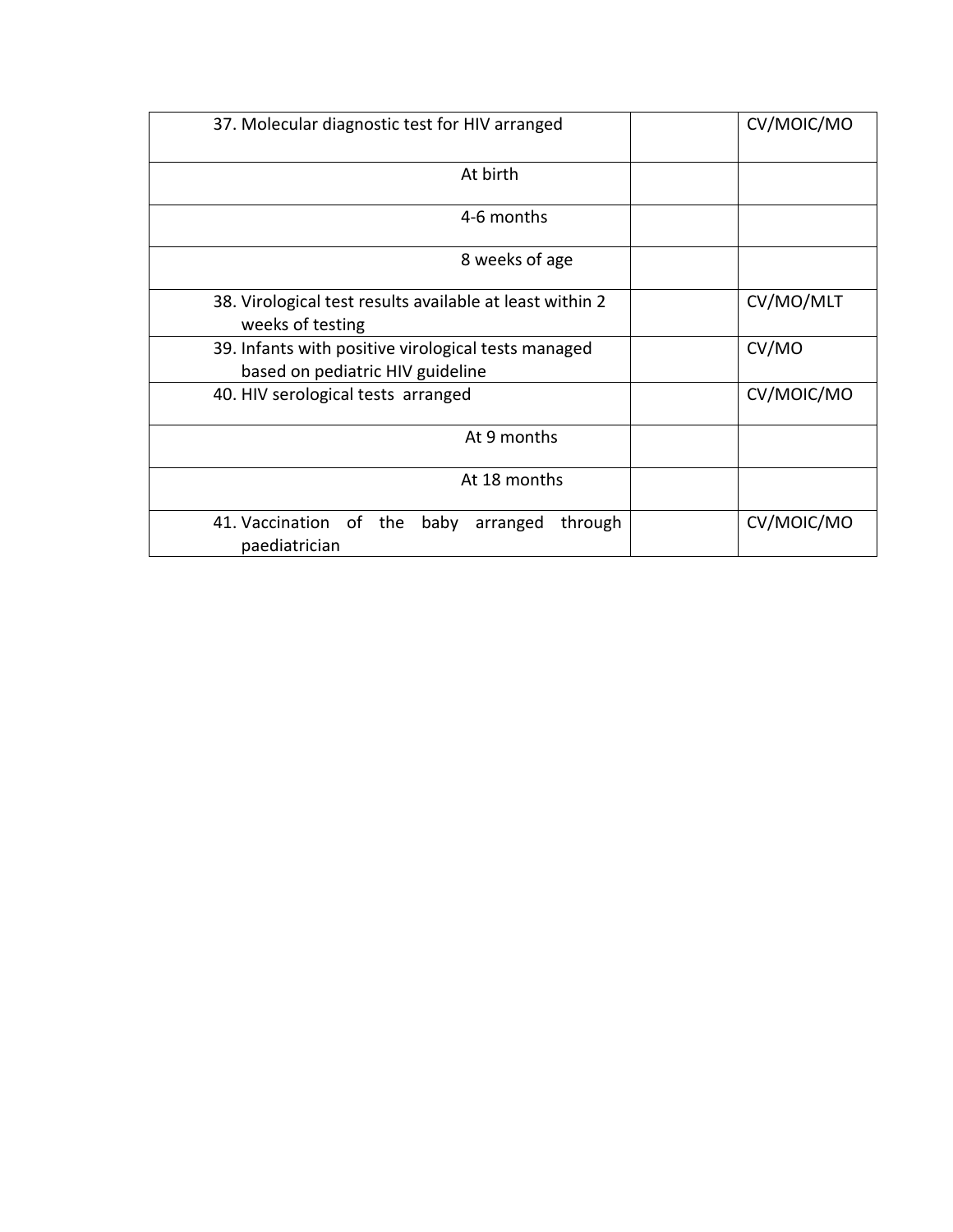| | | |
|---|---|---|
| 37. Molecular diagnostic test for HIV arranged | | CV/MOIC/MO |
| At birth | | |
| 4-6 months | | |
| 8 weeks of age | | |
| 38. Virological test results available at least within 2 weeks of testing | | CV/MO/MLT |
| 39. Infants with positive virological tests managed based on pediatric HIV guideline | | CV/MO |
| 40. HIV serological tests arranged | | CV/MOIC/MO |
| At 9 months | | |
| At 18 months | | |
| 41. Vaccination of the baby arranged through paediatrician | | CV/MOIC/MO |